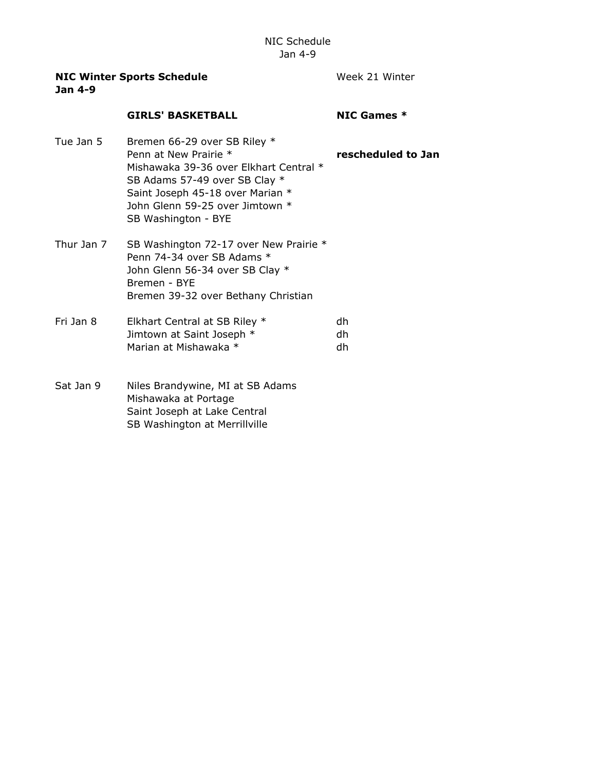NIC Schedule
Jan 4-9

**NIC Winter Sports Schedule**
**Jan 4-9**

Week 21 Winter

| | **GIRLS' BASKETBALL** | **NIC Games *** |
|---|---|---|
| Tue Jan 5 | Bremen 66-29 over SB Riley * | |
| | Penn at New Prairie * | **rescheduled to Jan** |
| | Mishawaka 39-36 over Elkhart Central * | |
| | SB Adams 57-49 over SB Clay * | |
| | Saint Joseph 45-18 over Marian * | |
| | John Glenn 59-25 over Jimtown * | |
| | SB Washington - BYE | |
| Thur Jan 7 | SB Washington 72-17 over New Prairie * | |
| | Penn 74-34 over SB Adams * | |
| | John Glenn 56-34 over SB Clay * | |
| | Bremen - BYE | |
| | Bremen 39-32 over Bethany Christian | |
| Fri Jan 8 | Elkhart Central at SB Riley * | dh |
| | Jimtown at Saint Joseph * | dh |
| | Marian at Mishawaka * | dh |
| Sat Jan 9 | Niles Brandywine, MI at SB Adams | |
| | Mishawaka at Portage | |
| | Saint Joseph at Lake Central | |
| | SB Washington at Merrillville | |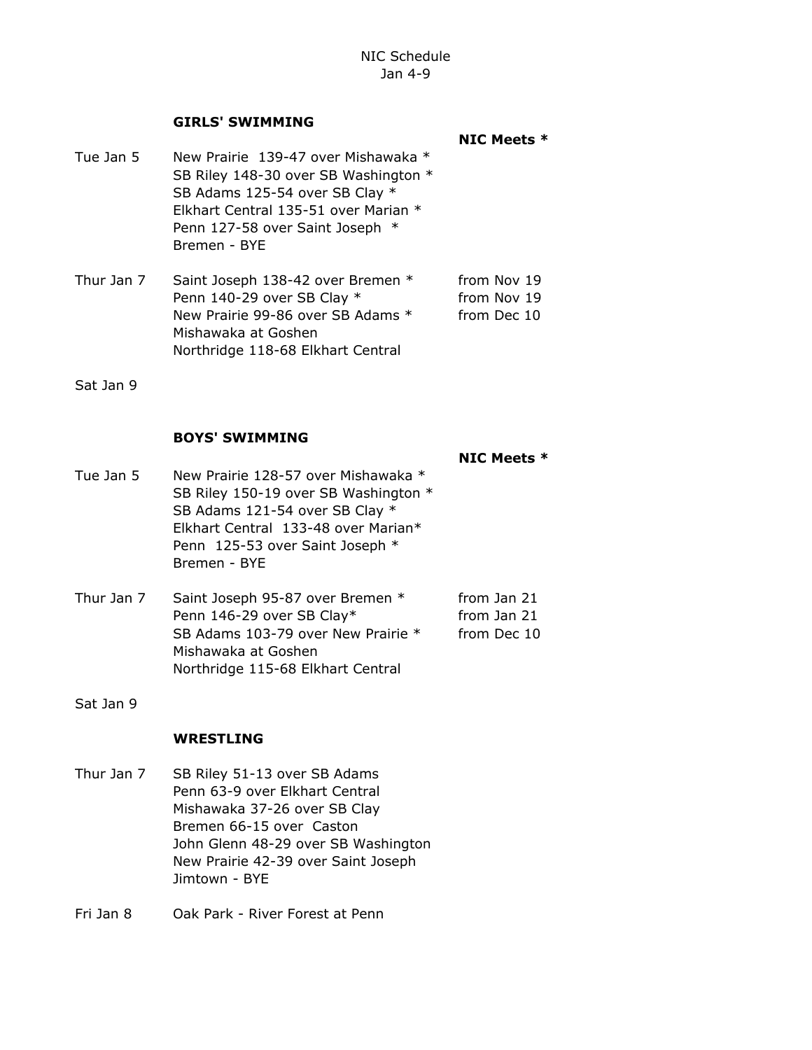NIC Schedule
Jan 4-9

## GIRLS' SWIMMING

| | | NIC Meets * |
|---|---|---|
| Tue Jan 5 | New Prairie 139-47 over Mishawaka * | |
| | SB Riley 148-30 over SB Washington * | |
| | SB Adams 125-54 over SB Clay * | |
| | Elkhart Central 135-51 over Marian * | |
| | Penn 127-58 over Saint Joseph * | |
| | Bremen - BYE | |
| Thur Jan 7 | Saint Joseph 138-42 over Bremen * | from Nov 19 |
| | Penn 140-29 over SB Clay * | from Nov 19 |
| | New Prairie 99-86 over SB Adams * | from Dec 10 |
| | Mishawaka at Goshen | |
| | Northridge 118-68 Elkhart Central | |
| Sat Jan 9 | | |

## BOYS' SWIMMING

| | | NIC Meets * |
|---|---|---|
| Tue Jan 5 | New Prairie 128-57 over Mishawaka * | |
| | SB Riley 150-19 over SB Washington * | |
| | SB Adams 121-54 over SB Clay * | |
| | Elkhart Central 133-48 over Marian* | |
| | Penn 125-53 over Saint Joseph * | |
| | Bremen - BYE | |
| Thur Jan 7 | Saint Joseph 95-87 over Bremen * | from Jan 21 |
| | Penn 146-29 over SB Clay* | from Jan 21 |
| | SB Adams 103-79 over New Prairie * | from Dec 10 |
| | Mishawaka at Goshen | |
| | Northridge 115-68 Elkhart Central | |
| Sat Jan 9 | | |

## WRESTLING

| | |
|---|---|
| Thur Jan 7 | SB Riley 51-13 over SB Adams |
| | Penn 63-9 over Elkhart Central |
| | Mishawaka 37-26 over SB Clay |
| | Bremen 66-15 over Caston |
| | John Glenn 48-29 over SB Washington |
| | New Prairie 42-39 over Saint Joseph |
| | Jimtown - BYE |
| Fri Jan 8 | Oak Park - River Forest at Penn |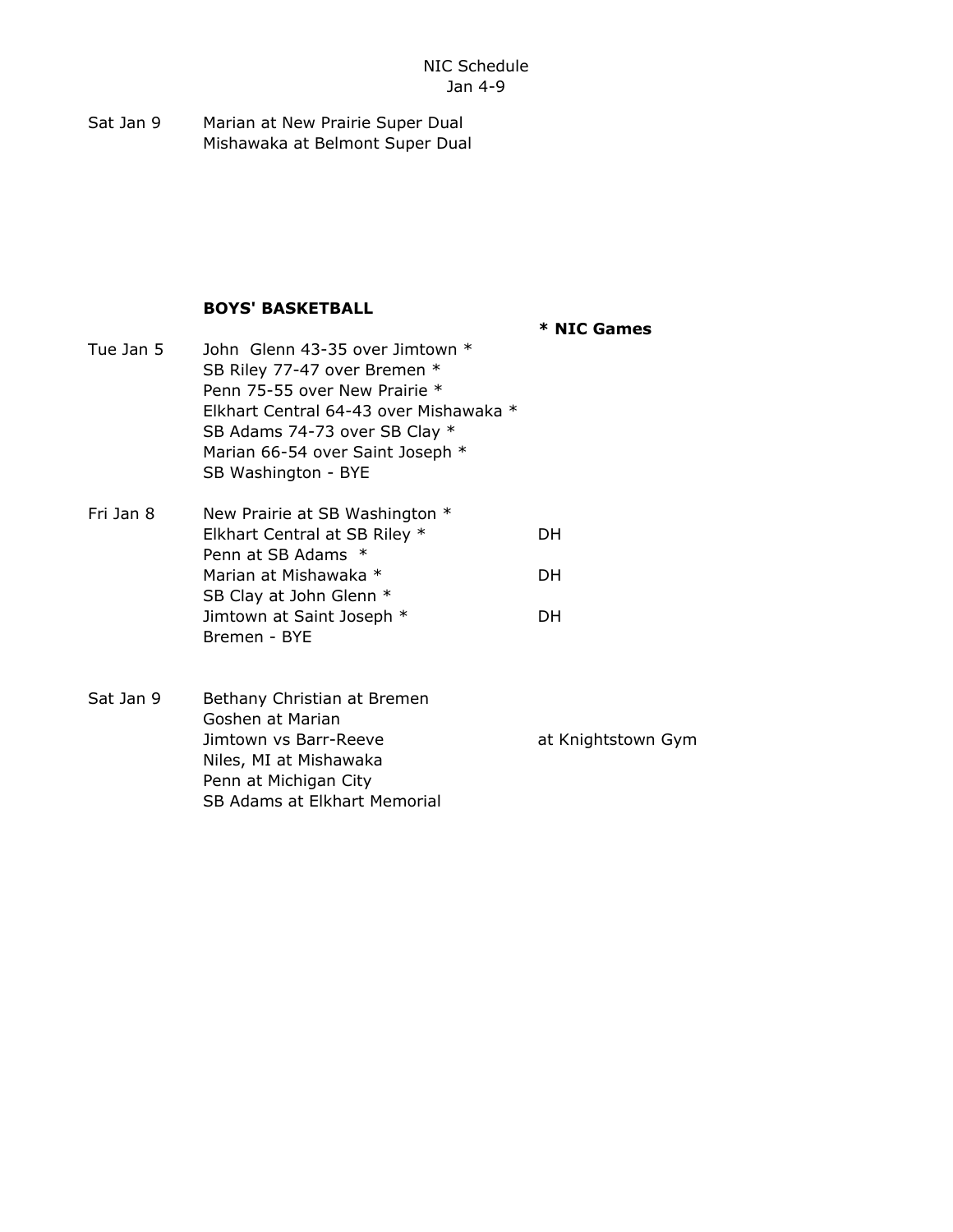NIC Schedule
Jan 4-9

| | |
|---|---|
| Sat Jan 9 | Marian at New Prairie Super Dual |
| | Mishawaka at Belmont Super Dual |

**BOYS' BASKETBALL**

**\* NIC Games**

| | | |
|---|---|---|
| Tue Jan 5 | John Glenn 43-35 over Jimtown * | |
| | SB Riley 77-47 over Bremen * | |
| | Penn 75-55 over New Prairie * | |
| | Elkhart Central 64-43 over Mishawaka * | |
| | SB Adams 74-73 over SB Clay * | |
| | Marian 66-54 over Saint Joseph * | |
| | SB Washington - BYE | |
| Fri Jan 8 | New Prairie at SB Washington * | |
| | Elkhart Central at SB Riley * | DH |
| | Penn at SB Adams * | |
| | Marian at Mishawaka * | DH |
| | SB Clay at John Glenn * | |
| | Jimtown at Saint Joseph * | DH |
| | Bremen - BYE | |
| Sat Jan 9 | Bethany Christian at Bremen | |
| | Goshen at Marian | |
| | Jimtown vs Barr-Reeve | at Knightstown Gym |
| | Niles, MI at Mishawaka | |
| | Penn at Michigan City | |
| | SB Adams at Elkhart Memorial | |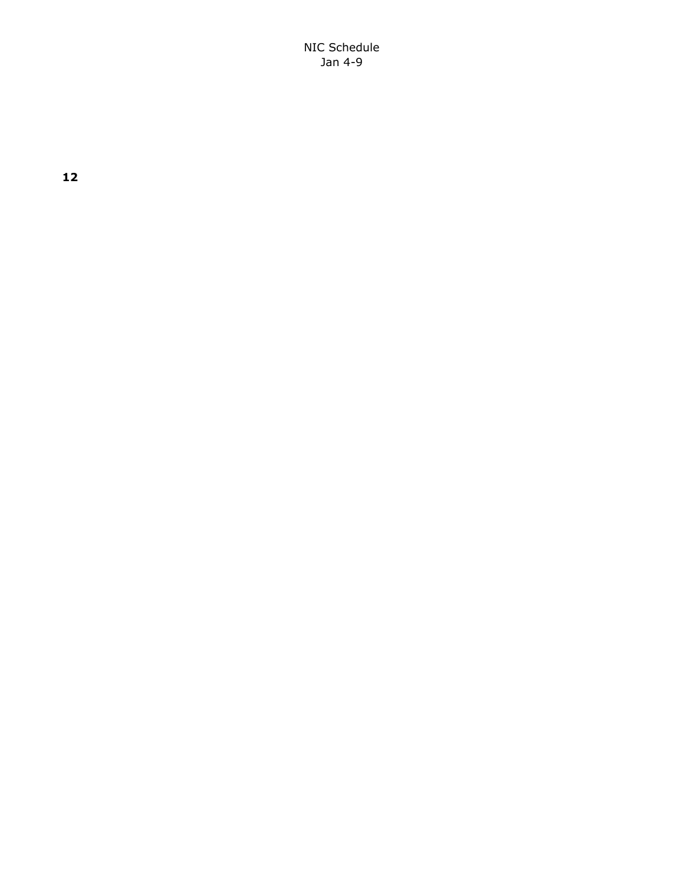**12**